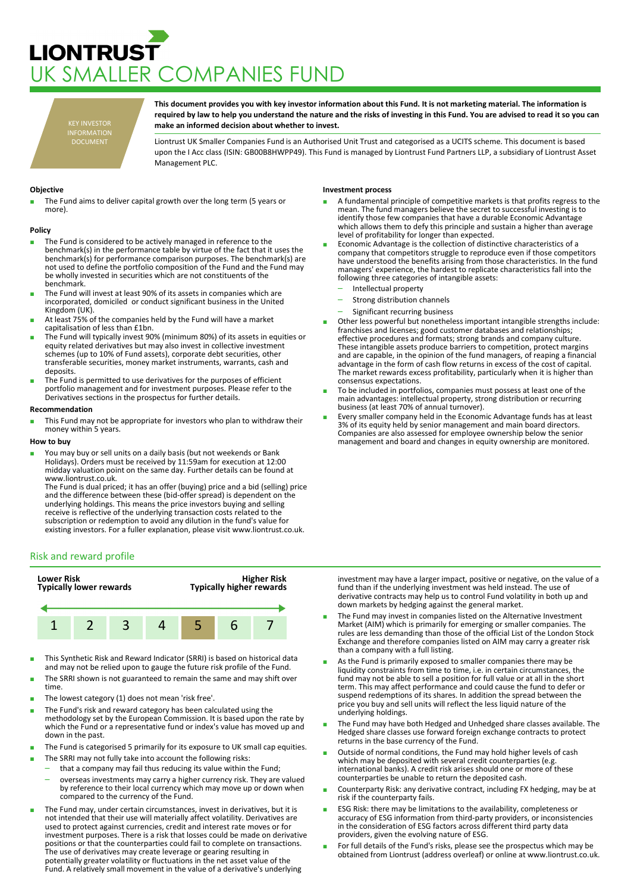# LIONTRUST UK SMALLER COMPANIES FUND

KEY INVESTOR INFORMATION DOCUMENT

**This document provides you with key investor information about this Fund. It is not marketing material. The information is required by law to help you understand the nature and the risks of investing in this Fund. You are advised to read it so you can make an informed decision about whether to invest.**

Liontrust UK Smaller Companies Fund is an Authorised Unit Trust and categorised as a UCITS scheme. This document is based upon the I Acc class (ISIN: GB00B8HWPP49). This Fund is managed by Liontrust Fund Partners LLP, a subsidiary of Liontrust Asset Management PLC.

### Objective

- The Fund aims to deliver capital growth over the long term (5 years or more).

### Policy

- The Fund is considered to be actively managed in reference to the benchmark(s) in the performance table by virtue of the fact that it uses the benchmark(s) for performance comparison purposes. The benchmark(s) are not used to define the portfolio composition of the Fund and the Fund may be wholly invested in securities which are not constituents of the benchmark.
- The Fund will invest at least 90% of its assets in companies which are incorporated, domiciled or conduct significant business in the United Kingdom (UK).
- At least 75% of the companies held by the Fund will have a market capitalisation of less than £1bn.
- The Fund will typically invest 90% (minimum 80%) of its assets in equities or equity related derivatives but may also invest in collective investment schemes (up to 10% of Fund assets), corporate debt securities, other transferable securities, money market instruments, warrants, cash and deposits.
- The Fund is permitted to use derivatives for the purposes of efficient portfolio management and for investment purposes. Please refer to the Derivatives sections in the prospectus for further details.

### Recommendation

- This Fund may not be appropriate for investors who plan to withdraw their money within 5 years.

### How to buy

- You may buy or sell units on a daily basis (but not weekends or Bank Holidays). Orders must be received by 11:59am for execution at 12:00 midday valuation point on the same day. Further details can be found at www.liontrust.co.uk.
  The Fund is dual priced; it has an offer (buying) price and a bid (selling) price and the difference between these (bid-offer spread) is dependent on the underlying holdings. This means the price investors buying and selling receive is reflective of the underlying transaction costs related to the subscription or redemption to avoid any dilution in the fund's value for existing investors. For a fuller explanation, please visit www.liontrust.co.uk.

### Investment process

- A fundamental principle of competitive markets is that profits regress to the mean. The fund managers believe the secret to successful investing is to identify those few companies that have a durable Economic Advantage which allows them to defy this principle and sustain a higher than average level of profitability for longer than expected.
- Economic Advantage is the collection of distinctive characteristics of a company that competitors struggle to reproduce even if those competitors have understood the benefits arising from those characteristics. In the fund managers' experience, the hardest to replicate characteristics fall into the following three categories of intangible assets:
  - Intellectual property
  - Strong distribution channels
  - Significant recurring business
- Other less powerful but nonetheless important intangible strengths include: franchises and licenses; good customer databases and relationships; effective procedures and formats; strong brands and company culture. These intangible assets produce barriers to competition, protect margins and are capable, in the opinion of the fund managers, of reaping a financial advantage in the form of cash flow returns in excess of the cost of capital. The market rewards excess profitability, particularly when it is higher than consensus expectations.
- To be included in portfolios, companies must possess at least one of the main advantages: intellectual property, strong distribution or recurring business (at least 70% of annual turnover).
- Every smaller company held in the Economic Advantage funds has at least 3% of its equity held by senior management and main board directors. Companies are also assessed for employee ownership below the senior management and board and changes in equity ownership are monitored.

## Risk and reward profile

| Lower Risk<br>Typically lower rewards | | | | | | Higher Risk<br>Typically higher rewards |
|---|---|---|---|---|---|---|
| 1 | 2 | 3 | 4 | **5** | 6 | 7 |

- This Synthetic Risk and Reward Indicator (SRRI) is based on historical data and may not be relied upon to gauge the future risk profile of the Fund.
- The SRRI shown is not guaranteed to remain the same and may shift over time.
- The lowest category (1) does not mean 'risk free'.
- The Fund's risk and reward category has been calculated using the methodology set by the European Commission. It is based upon the rate by which the Fund or a representative fund or index's value has moved up and down in the past.
- The Fund is categorised 5 primarily for its exposure to UK small cap equities.
- The SRRI may not fully take into account the following risks:
  - that a company may fail thus reducing its value within the Fund;
  - overseas investments may carry a higher currency risk. They are valued by reference to their local currency which may move up or down when compared to the currency of the Fund.
- The Fund may, under certain circumstances, invest in derivatives, but it is not intended that their use will materially affect volatility. Derivatives are used to protect against currencies, credit and interest rate moves or for investment purposes. There is a risk that losses could be made on derivative positions or that the counterparties could fail to complete on transactions. The use of derivatives may create leverage or gearing resulting in potentially greater volatility or fluctuations in the net asset value of the Fund. A relatively small movement in the value of a derivative's underlying investment may have a larger impact, positive or negative, on the value of a fund than if the underlying investment was held instead. The use of derivative contracts may help us to control Fund volatility in both up and down markets by hedging against the general market.
- The Fund may invest in companies listed on the Alternative Investment Market (AIM) which is primarily for emerging or smaller companies. The rules are less demanding than those of the official List of the London Stock Exchange and therefore companies listed on AIM may carry a greater risk than a company with a full listing.
- As the Fund is primarily exposed to smaller companies there may be liquidity constraints from time to time, i.e. in certain circumstances, the fund may not be able to sell a position for full value or at all in the short term. This may affect performance and could cause the fund to defer or suspend redemptions of its shares. In addition the spread between the price you buy and sell units will reflect the less liquid nature of the underlying holdings.
- The Fund may have both Hedged and Unhedged share classes available. The Hedged share classes use forward foreign exchange contracts to protect returns in the base currency of the Fund.
- Outside of normal conditions, the Fund may hold higher levels of cash which may be deposited with several credit counterparties (e.g. international banks). A credit risk arises should one or more of these counterparties be unable to return the deposited cash.
- Counterparty Risk: any derivative contract, including FX hedging, may be at risk if the counterparty fails.
- ESG Risk: there may be limitations to the availability, completeness or accuracy of ESG information from third-party providers, or inconsistencies in the consideration of ESG factors across different third party data providers, given the evolving nature of ESG.
- For full details of the Fund's risks, please see the prospectus which may be obtained from Liontrust (address overleaf) or online at www.liontrust.co.uk.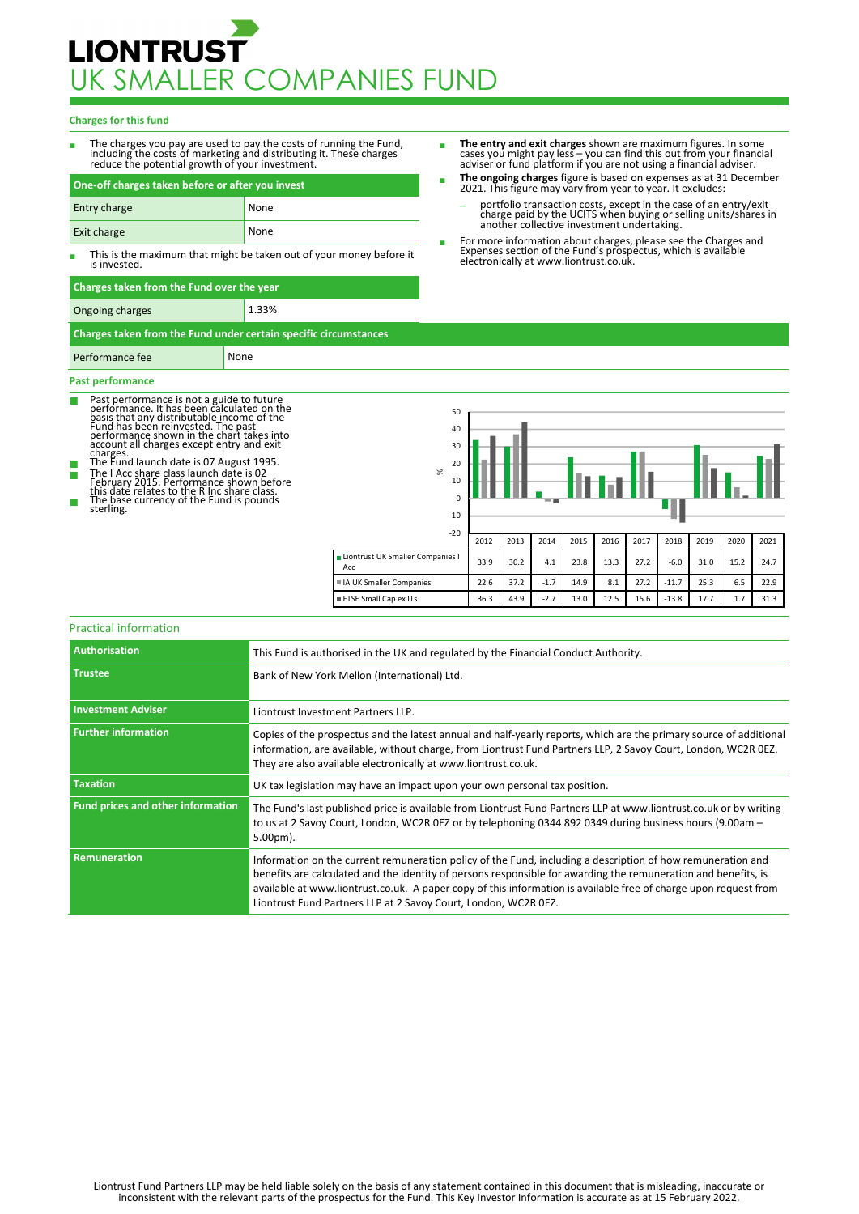# LIONTRUST
# UK SMALLER COMPANIES FUND

## Charges for this fund

- The charges you pay are used to pay the costs of running the Fund, including the costs of marketing and distributing it. These charges reduce the potential growth of your investment.

| One-off charges taken before or after you invest | |
|---|---|
| Entry charge | None |
| Exit charge | None |

- This is the maximum that might be taken out of your money before it is invested.

| Charges taken from the Fund over the year | |
|---|---|
| Ongoing charges | 1.33% |

| Charges taken from the Fund under certain specific circumstances | |
|---|---|
| Performance fee | None |

- **The entry and exit charges** shown are maximum figures. In some cases you might pay less – you can find this out from your financial adviser or fund platform if you are not using a financial adviser.
- **The ongoing charges** figure is based on expenses as at 31 December 2021. This figure may vary from year to year. It excludes:
  - portfolio transaction costs, except in the case of an entry/exit charge paid by the UCITS when buying or selling units/shares in another collective investment undertaking.
- For more information about charges, please see the Charges and Expenses section of the Fund's prospectus, which is available electronically at www.liontrust.co.uk.

## Past performance

- Past performance is not a guide to future performance. It has been calculated on the basis that any distributable income of the Fund has been reinvested. The past performance shown in the chart takes into account all charges except entry and exit charges.
- The Fund launch date is 07 August 1995.
- The I Acc share class launch date is 02 February 2015. Performance shown before this date relates to the R Inc share class.
- The base currency of the Fund is pounds sterling.

50
40
30
20
10
0
-10
-20
%

| | 2012 | 2013 | 2014 | 2015 | 2016 | 2017 | 2018 | 2019 | 2020 | 2021 |
|---|---|---|---|---|---|---|---|---|---|---|
| Liontrust UK Smaller Companies I Acc | 33.9 | 30.2 | 4.1 | 23.8 | 13.3 | 27.2 | -6.0 | 31.0 | 15.2 | 24.7 |
| IA UK Smaller Companies | 22.6 | 37.2 | -1.7 | 14.9 | 8.1 | 27.2 | -11.7 | 25.3 | 6.5 | 22.9 |
| FTSE Small Cap ex ITs | 36.3 | 43.9 | -2.7 | 13.0 | 12.5 | 15.6 | -13.8 | 17.7 | 1.7 | 31.3 |

## Practical information

| | |
|---|---|
| **Authorisation** | This Fund is authorised in the UK and regulated by the Financial Conduct Authority. |
| **Trustee** | Bank of New York Mellon (International) Ltd. |
| **Investment Adviser** | Liontrust Investment Partners LLP. |
| **Further information** | Copies of the prospectus and the latest annual and half-yearly reports, which are the primary source of additional information, are available, without charge, from Liontrust Fund Partners LLP, 2 Savoy Court, London, WC2R 0EZ. They are also available electronically at www.liontrust.co.uk. |
| **Taxation** | UK tax legislation may have an impact upon your own personal tax position. |
| **Fund prices and other information** | The Fund's last published price is available from Liontrust Fund Partners LLP at www.liontrust.co.uk or by writing to us at 2 Savoy Court, London, WC2R 0EZ or by telephoning 0344 892 0349 during business hours (9.00am – 5.00pm). |
| **Remuneration** | Information on the current remuneration policy of the Fund, including a description of how remuneration and benefits are calculated and the identity of persons responsible for awarding the remuneration and benefits, is available at www.liontrust.co.uk. A paper copy of this information is available free of charge upon request from Liontrust Fund Partners LLP at 2 Savoy Court, London, WC2R 0EZ. |

Liontrust Fund Partners LLP may be held liable solely on the basis of any statement contained in this document that is misleading, inaccurate or inconsistent with the relevant parts of the prospectus for the Fund. This Key Investor Information is accurate as at 15 February 2022.